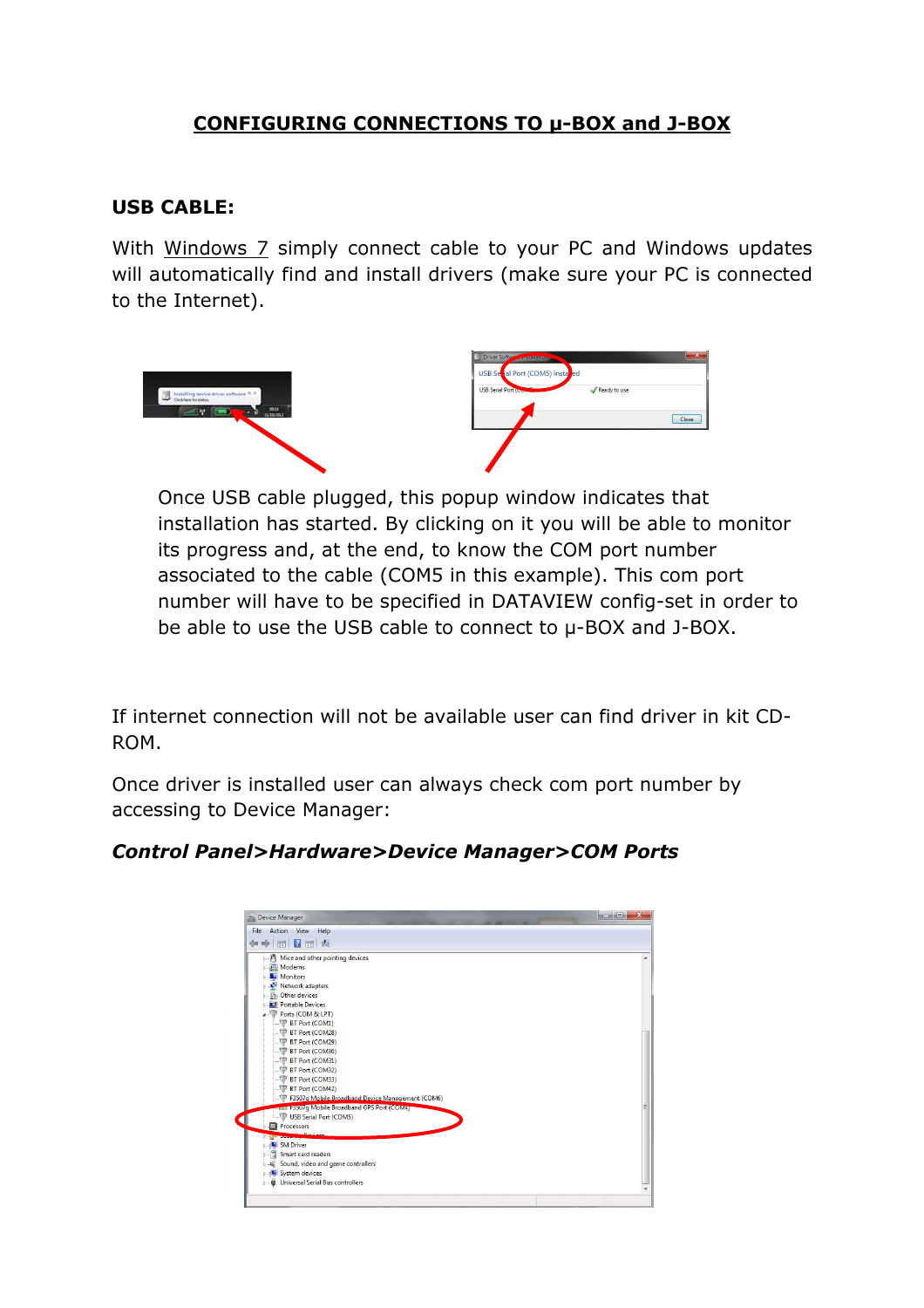# CONFIGURING CONNECTIONS TO µ-BOX and J-BOX

## USB CABLE:

With Windows 7 simply connect cable to your PC and Windows updates will automatically find and install drivers (make sure your PC is connected to the Internet).

Once USB cable plugged, this popup window indicates that installation has started. By clicking on it you will be able to monitor its progress and, at the end, to know the COM port number associated to the cable (COM5 in this example). This com port number will have to be specified in DATAVIEW config-set in order to be able to use the USB cable to connect to µ-BOX and J-BOX.

If internet connection will not be available user can find driver in kit CD-ROM.

Once driver is installed user can always check com port number by accessing to Device Manager:

***Control Panel>Hardware>Device Manager>COM Ports***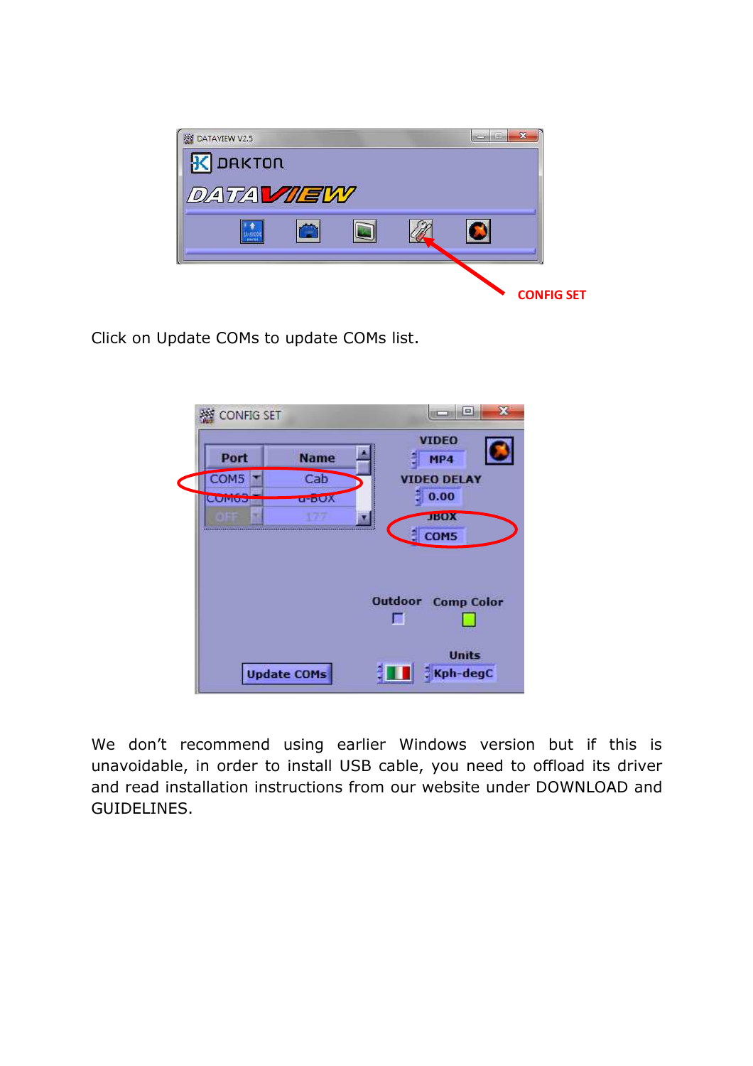Click on Update COMs to update COMs list.

We don't recommend using earlier Windows version but if this is unavoidable, in order to install USB cable, you need to offload its driver and read installation instructions from our website under DOWNLOAD and GUIDELINES.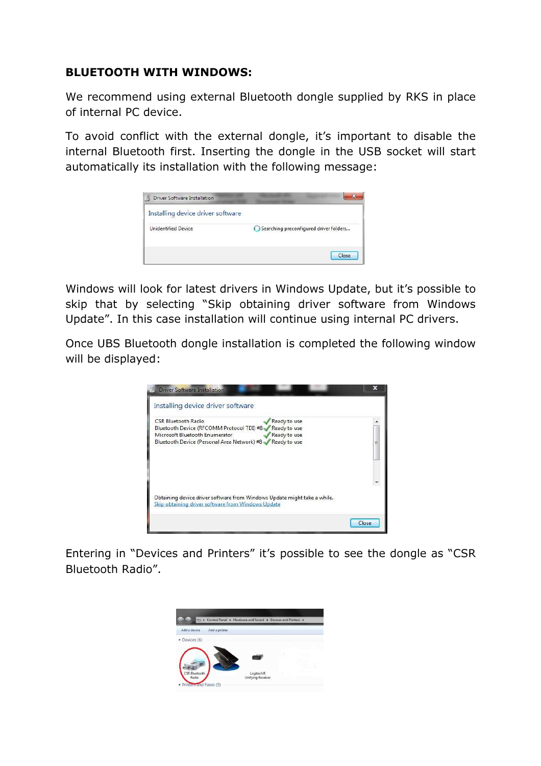**BLUETOOTH WITH WINDOWS:**

We recommend using external Bluetooth dongle supplied by RKS in place of internal PC device.

To avoid conflict with the external dongle, it's important to disable the internal Bluetooth first. Inserting the dongle in the USB socket will start automatically its installation with the following message:

Windows will look for latest drivers in Windows Update, but it's possible to skip that by selecting "Skip obtaining driver software from Windows Update". In this case installation will continue using internal PC drivers.

Once UBS Bluetooth dongle installation is completed the following window will be displayed:

Entering in "Devices and Printers" it's possible to see the dongle as "CSR Bluetooth Radio".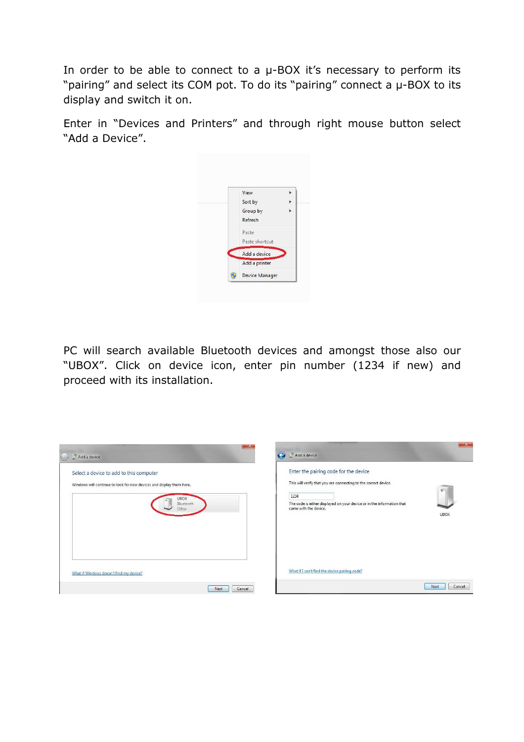In order to be able to connect to a μ-BOX it's necessary to perform its "pairing" and select its COM pot. To do its "pairing" connect a μ-BOX to its display and switch it on.

Enter in "Devices and Printers" and through right mouse button select "Add a Device".

PC will search available Bluetooth devices and amongst those also our "UBOX". Click on device icon, enter pin number (1234 if new) and proceed with its installation.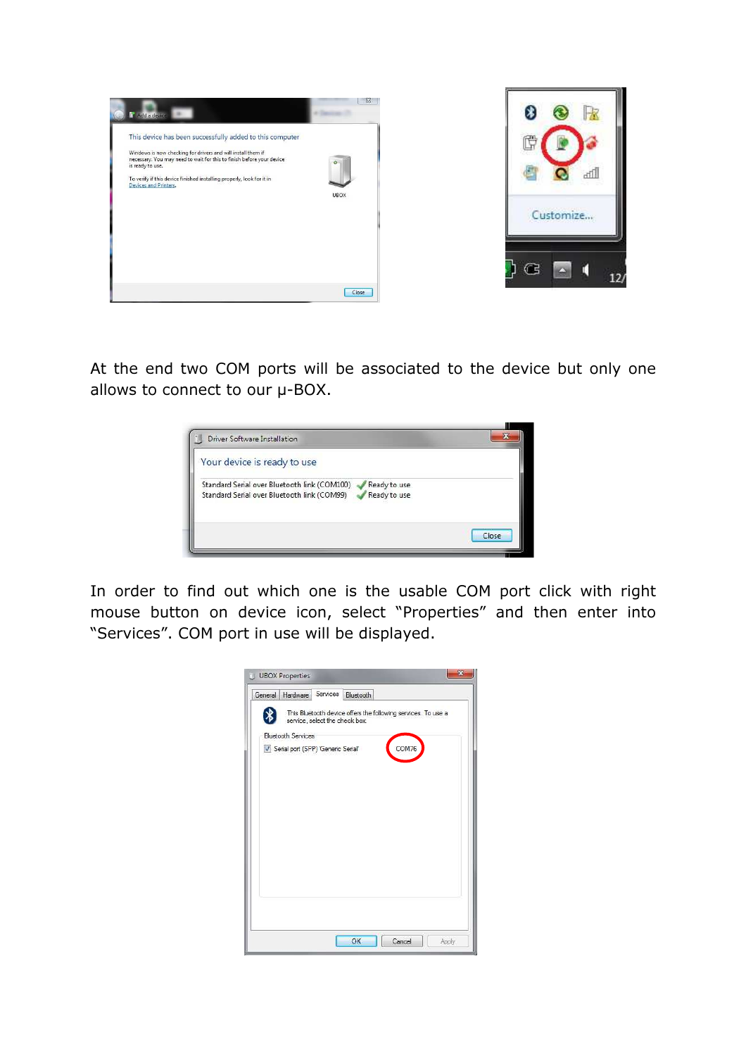At the end two COM ports will be associated to the device but only one allows to connect to our µ-BOX.

In order to find out which one is the usable COM port click with right mouse button on device icon, select "Properties" and then enter into "Services". COM port in use will be displayed.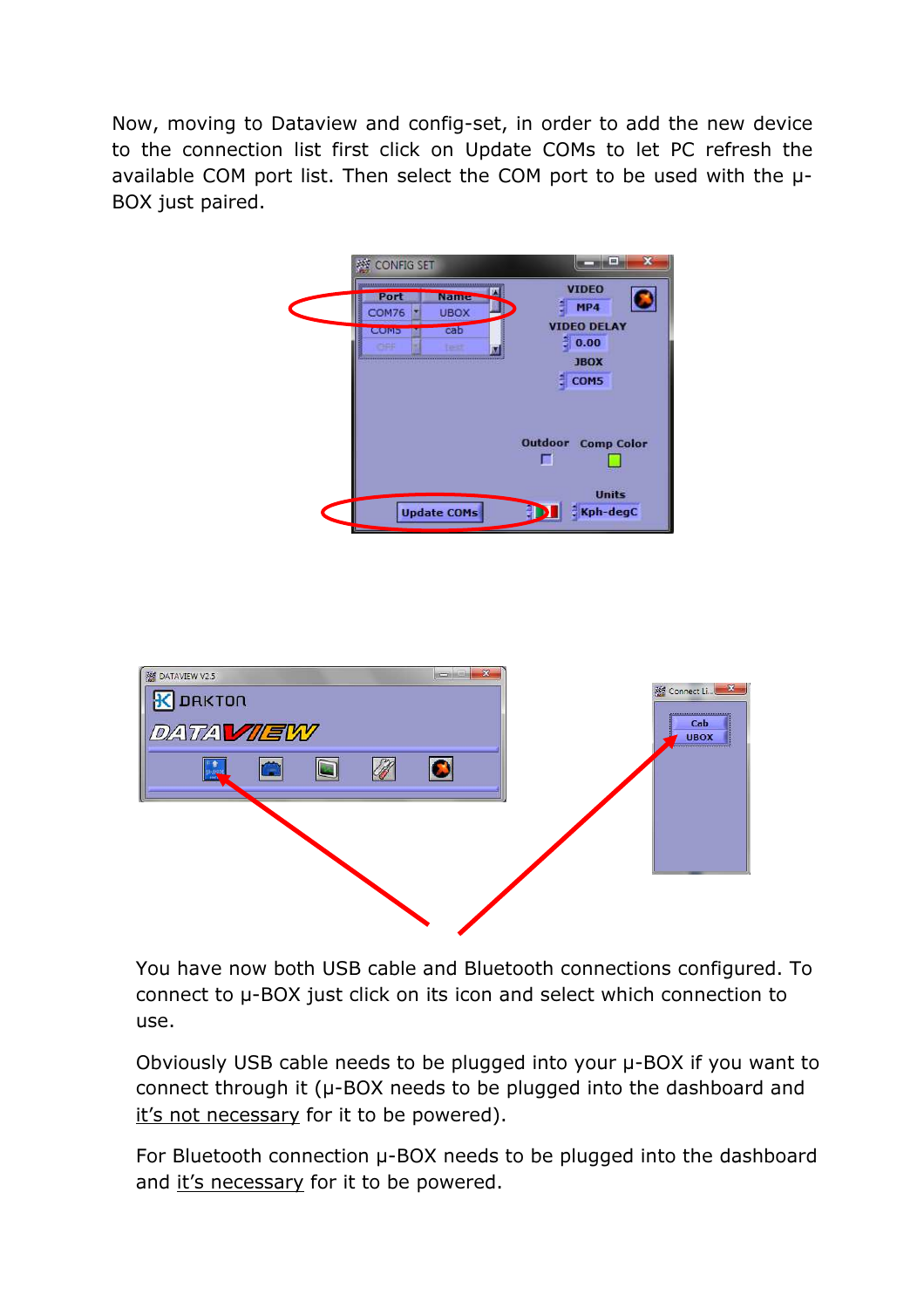Now, moving to Dataview and config-set, in order to add the new device to the connection list first click on Update COMs to let PC refresh the available COM port list. Then select the COM port to be used with the µ-BOX just paired.

You have now both USB cable and Bluetooth connections configured. To connect to µ-BOX just click on its icon and select which connection to use.

Obviously USB cable needs to be plugged into your µ-BOX if you want to connect through it (µ-BOX needs to be plugged into the dashboard and it's not necessary for it to be powered).

For Bluetooth connection µ-BOX needs to be plugged into the dashboard and it's necessary for it to be powered.